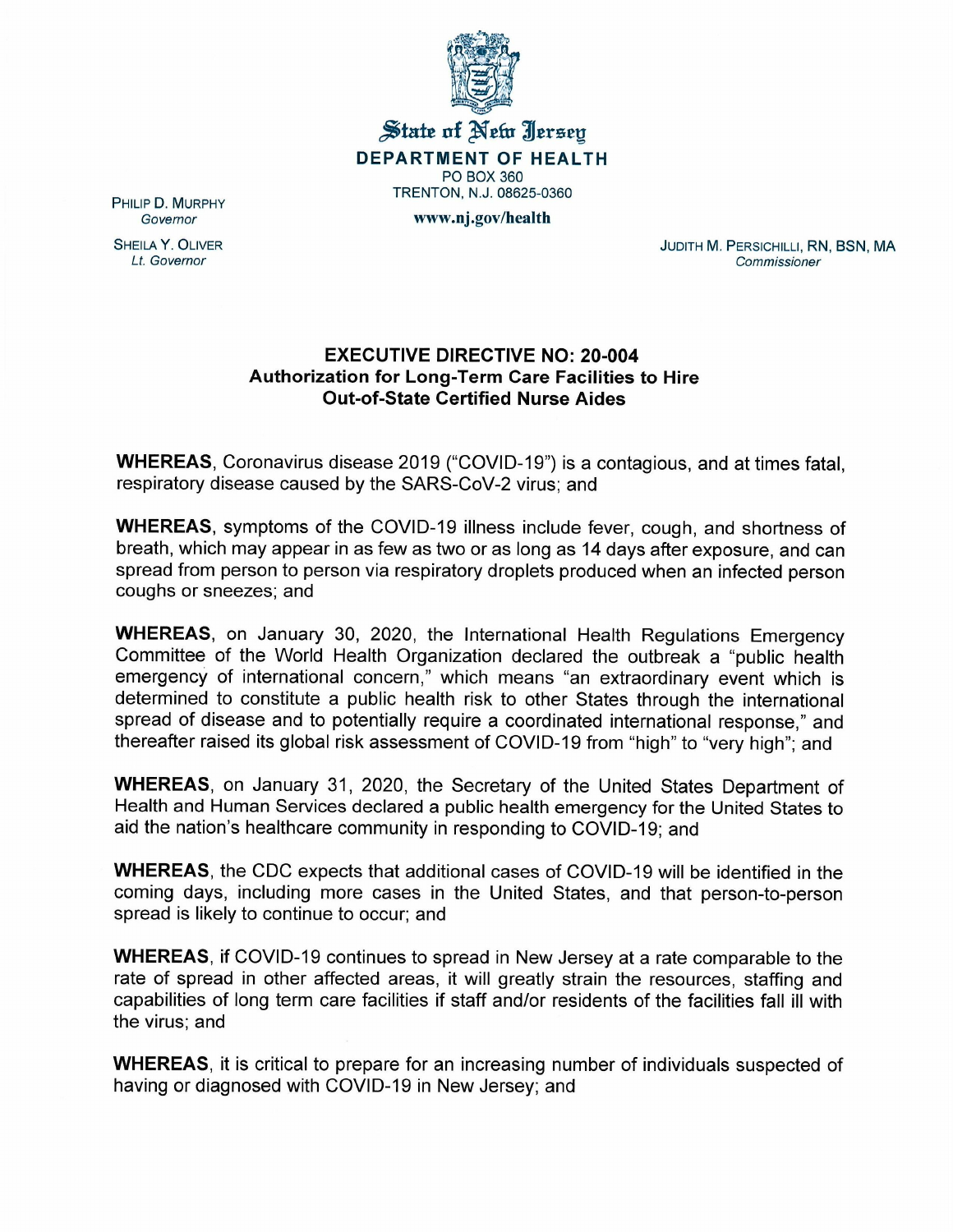State of New Jersey

**DEPARTMENT OF HEALTH**

PO BOX 360

TRENTON, N.J. 08625-0360

**www.nj.gov/health**

PHILIP D. MURPHY
*Governor*

SHEILA Y. OLIVER
*Lt. Governor*

JUDITH M. PERSICHILLI, RN, BSN, MA
*Commissioner*

## EXECUTIVE DIRECTIVE NO: 20-004
## Authorization for Long-Term Care Facilities to Hire Out-of-State Certified Nurse Aides

**WHEREAS**, Coronavirus disease 2019 ("COVID-19") is a contagious, and at times fatal, respiratory disease caused by the SARS-CoV-2 virus; and

**WHEREAS**, symptoms of the COVID-19 illness include fever, cough, and shortness of breath, which may appear in as few as two or as long as 14 days after exposure, and can spread from person to person via respiratory droplets produced when an infected person coughs or sneezes; and

**WHEREAS**, on January 30, 2020, the International Health Regulations Emergency Committee of the World Health Organization declared the outbreak a "public health emergency of international concern," which means "an extraordinary event which is determined to constitute a public health risk to other States through the international spread of disease and to potentially require a coordinated international response," and thereafter raised its global risk assessment of COVID-19 from "high" to "very high"; and

**WHEREAS**, on January 31, 2020, the Secretary of the United States Department of Health and Human Services declared a public health emergency for the United States to aid the nation's healthcare community in responding to COVID-19; and

**WHEREAS**, the CDC expects that additional cases of COVID-19 will be identified in the coming days, including more cases in the United States, and that person-to-person spread is likely to continue to occur; and

**WHEREAS**, if COVID-19 continues to spread in New Jersey at a rate comparable to the rate of spread in other affected areas, it will greatly strain the resources, staffing and capabilities of long term care facilities if staff and/or residents of the facilities fall ill with the virus; and

**WHEREAS**, it is critical to prepare for an increasing number of individuals suspected of having or diagnosed with COVID-19 in New Jersey; and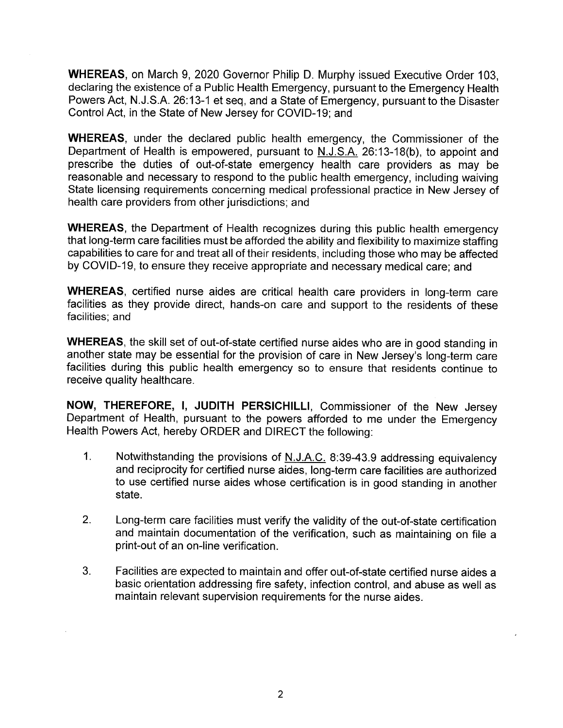**WHEREAS**, on March 9, 2020 Governor Philip D. Murphy issued Executive Order 103, declaring the existence of a Public Health Emergency, pursuant to the Emergency Health Powers Act, N.J.S.A. 26:13-1 et seq, and a State of Emergency, pursuant to the Disaster Control Act, in the State of New Jersey for COVID-19; and

**WHEREAS**, under the declared public health emergency, the Commissioner of the Department of Health is empowered, pursuant to N.J.S.A. 26:13-18(b), to appoint and prescribe the duties of out-of-state emergency health care providers as may be reasonable and necessary to respond to the public health emergency, including waiving State licensing requirements concerning medical professional practice in New Jersey of health care providers from other jurisdictions; and

**WHEREAS**, the Department of Health recognizes during this public health emergency that long-term care facilities must be afforded the ability and flexibility to maximize staffing capabilities to care for and treat all of their residents, including those who may be affected by COVID-19, to ensure they receive appropriate and necessary medical care; and

**WHEREAS**, certified nurse aides are critical health care providers in long-term care facilities as they provide direct, hands-on care and support to the residents of these facilities; and

**WHEREAS**, the skill set of out-of-state certified nurse aides who are in good standing in another state may be essential for the provision of care in New Jersey's long-term care facilities during this public health emergency so to ensure that residents continue to receive quality healthcare.

**NOW, THEREFORE, I, JUDITH PERSICHILLI**, Commissioner of the New Jersey Department of Health, pursuant to the powers afforded to me under the Emergency Health Powers Act, hereby ORDER and DIRECT the following:

1. Notwithstanding the provisions of N.J.A.C. 8:39-43.9 addressing equivalency and reciprocity for certified nurse aides, long-term care facilities are authorized to use certified nurse aides whose certification is in good standing in another state.

2. Long-term care facilities must verify the validity of the out-of-state certification and maintain documentation of the verification, such as maintaining on file a print-out of an on-line verification.

3. Facilities are expected to maintain and offer out-of-state certified nurse aides a basic orientation addressing fire safety, infection control, and abuse as well as maintain relevant supervision requirements for the nurse aides.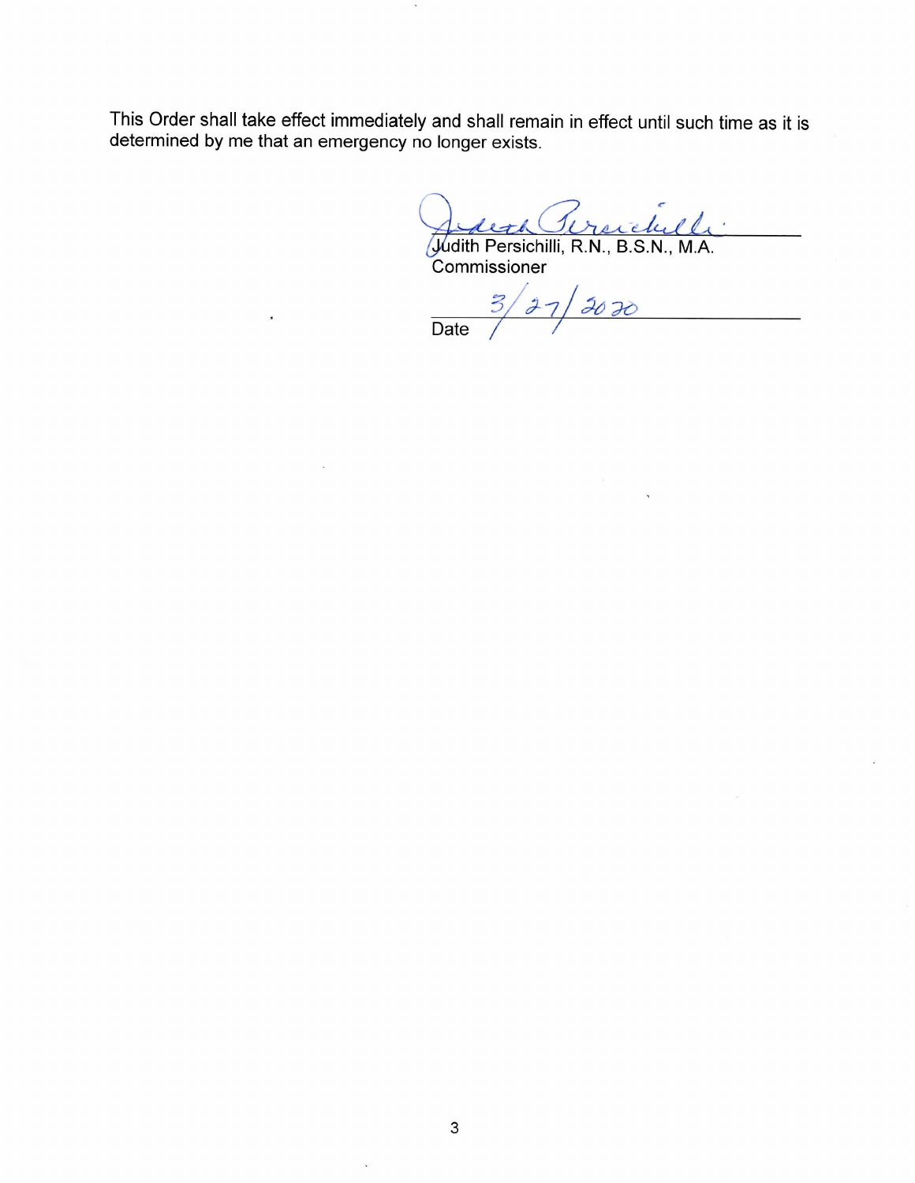This Order shall take effect immediately and shall remain in effect until such time as it is determined by me that an emergency no longer exists.

Judith Persichilli, R.N., B.S.N., M.A.
Commissioner

3/27/2020
Date